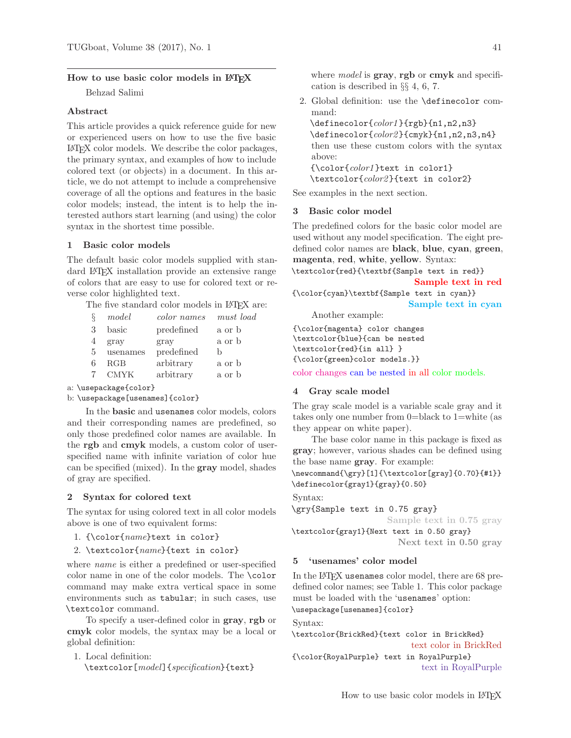## How to use basic color models in LaTeX

Behzad Salimi

### Abstract

This article provides a quick reference guide for new or experienced users on how to use the five basic LaTeX color models. We describe the color packages, the primary syntax, and examples of how to include colored text (or objects) in a document. In this article, we do not attempt to include a comprehensive coverage of all the options and features in the basic color models; instead, the intent is to help the interested authors start learning (and using) the color syntax in the shortest time possible.

### 1 Basic color models

The default basic color models supplied with standard LaTeX installation provide an extensive range of colors that are easy to use for colored text or reverse color highlighted text.

The five standard color models in LaTeX are:

| § | *model* | *color names* | *must load* |
|---|---|---|---|
| 3 | basic | predefined | a or b |
| 4 | gray | gray | a or b |
| 5 | usenames | predefined | b |
| 6 | RGB | arbitrary | a or b |
| 7 | CMYK | arbitrary | a or b |

a: `\usepackage{color}`
b: `\usepackage[usenames]{color}`

In the **basic** and `usenames` color models, colors and their corresponding names are predefined, so only those predefined color names are available. In the **rgb** and **cmyk** models, a custom color of user-specified name with infinite variation of color hue can be specified (mixed). In the **gray** model, shades of gray are specified.

### 2 Syntax for colored text

The syntax for using colored text in all color models above is one of two equivalent forms:

1. `{\color{`*name*`}text in color}`
2. `\textcolor{`*name*`}{text in color}`

where *name* is either a predefined or user-specified color name in one of the color models. The `\color` command may make extra vertical space in some environments such as `tabular`; in such cases, use `\textcolor` command.

To specify a user-defined color in **gray**, **rgb** or **cmyk** color models, the syntax may be a local or global definition:

1. Local definition:
   `\textcolor[`*model*`]{`*specification*`}{text}`
   where *model* is **gray**, **rgb** or **cmyk** and specification is described in §§ 4, 6, 7.
2. Global definition: use the `\definecolor` command:
   `\definecolor{`*color1*`}{rgb}{n1,n2,n3}`
   `\definecolor{`*color2*`}{cmyk}{n1,n2,n3,n4}`
   then use these custom colors with the syntax above:
   `{\color{`*color1*`}text in color1}`
   `\textcolor{`*color2*`}{text in color2}`

See examples in the next section.

### 3 Basic color model

The predefined colors for the basic color model are used without any model specification. The eight predefined color names are **black**, **blue**, **cyan**, **green**, **magenta**, **red**, **white**, **yellow**. Syntax:

```
\textcolor{red}{\textbf{Sample text in red}}
```

**Sample text in red**

```
{\color{cyan}\textbf{Sample text in cyan}}
```

**Sample text in cyan**

Another example:

```
{\color{magenta} color changes
\textcolor{blue}{can be nested
\textcolor{red}{in all} }
{\color{green}color models.}}
```

color changes can be nested in all color models.

### 4 Gray scale model

The gray scale model is a variable scale gray and it takes only one number from 0=black to 1=white (as they appear on white paper).

The base color name in this package is fixed as **gray**; however, various shades can be defined using the base name **gray**. For example:

```
\newcommand{\gry}[1]{\textcolor[gray]{0.70}{#1}}
\definecolor{gray1}{gray}{0.50}
```

Syntax:

```
\gry{Sample text in 0.75 gray}
```

**Sample text in 0.75 gray**

```
\textcolor{gray1}{Next text in 0.50 gray}
```

**Next text in 0.50 gray**

### 5 'usenames' color model

In the LaTeX `usenames` color model, there are 68 predefined color names; see Table 1. This color package must be loaded with the '`usenames`' option:

```
\usepackage[usenames]{color}
```

Syntax:

```
\textcolor{BrickRed}{text color in BrickRed}
```

text color in BrickRed

```
{\color{RoyalPurple} text in RoyalPurple}
```

text in RoyalPurple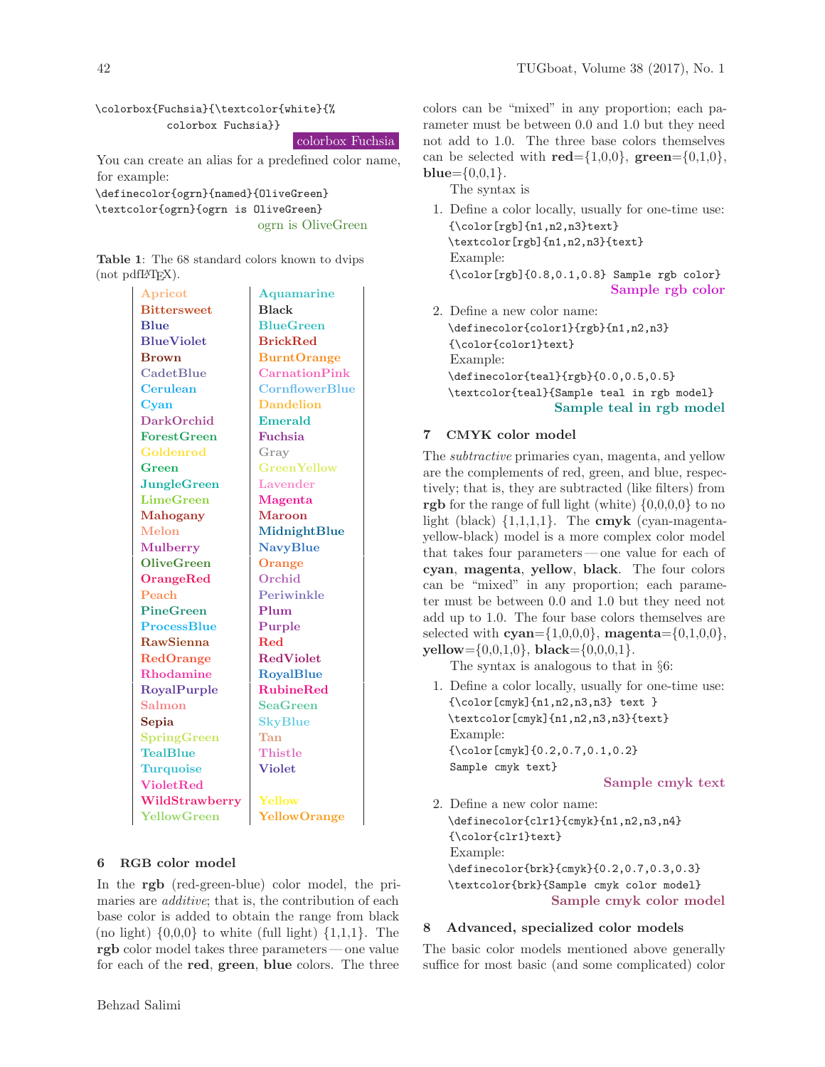```
\colorbox{Fuchsia}{\textcolor{white}{%
          colorbox Fuchsia}}
```

colorbox Fuchsia

You can create an alias for a predefined color name, for example:

```
\definecolor{ogrn}{named}{OliveGreen}
\textcolor{ogrn}{ogrn is OliveGreen}
```

ogrn is OliveGreen

**Table 1**: The 68 standard colors known to dvips (not pdfLaTeX).

| | |
|---|---|
| **Apricot** | **Aquamarine** |
| **Bittersweet** | **Black** |
| **Blue** | **BlueGreen** |
| **BlueViolet** | **BrickRed** |
| **Brown** | **BurntOrange** |
| **CadetBlue** | **CarnationPink** |
| **Cerulean** | **CornflowerBlue** |
| **Cyan** | **Dandelion** |
| **DarkOrchid** | **Emerald** |
| **ForestGreen** | **Fuchsia** |
| **Goldenrod** | **Gray** |
| **Green** | **GreenYellow** |
| **JungleGreen** | **Lavender** |
| **LimeGreen** | **Magenta** |
| **Mahogany** | **Maroon** |
| **Melon** | **MidnightBlue** |
| **Mulberry** | **NavyBlue** |
| **OliveGreen** | **Orange** |
| **OrangeRed** | **Orchid** |
| **Peach** | **Periwinkle** |
| **PineGreen** | **Plum** |
| **ProcessBlue** | **Purple** |
| **RawSienna** | **Red** |
| **RedOrange** | **RedViolet** |
| **Rhodamine** | **RoyalBlue** |
| **RoyalPurple** | **RubineRed** |
| **Salmon** | **SeaGreen** |
| **Sepia** | **SkyBlue** |
| **SpringGreen** | **Tan** |
| **TealBlue** | **Thistle** |
| **Turquoise** | **Violet** |
| **VioletRed** | |
| **WildStrawberry** | **Yellow** |
| **YellowGreen** | **YellowOrange** |

## 6 RGB color model

In the **rgb** (red-green-blue) color model, the primaries are *additive*; that is, the contribution of each base color is added to obtain the range from black (no light) {0,0,0} to white (full light) {1,1,1}. The **rgb** color model takes three parameters — one value for each of the **red**, **green**, **blue** colors. The three colors can be "mixed" in any proportion; each parameter must be between 0.0 and 1.0 but they need not add to 1.0. The three base colors themselves can be selected with **red**={1,0,0}, **green**={0,1,0}, **blue**={0,0,1}.

The syntax is

1. Define a color locally, usually for one-time use:
   ```
   {\color[rgb]{n1,n2,n3}text}
   \textcolor[rgb]{n1,n2,n3}{text}
   ```
   Example:
   ```
   {\color[rgb]{0.8,0.1,0.8} Sample rgb color}
   ```
   **Sample rgb color**

2. Define a new color name:
   ```
   \definecolor{color1}{rgb}{n1,n2,n3}
   {\color{color1}text}
   ```
   Example:
   ```
   \definecolor{teal}{rgb}{0.0,0.5,0.5}
   \textcolor{teal}{Sample teal in rgb model}
   ```
   **Sample teal in rgb model**

## 7 CMYK color model

The *subtractive* primaries cyan, magenta, and yellow are the complements of red, green, and blue, respectively; that is, they are subtracted (like filters) from **rgb** for the range of full light (white) {0,0,0,0} to no light (black) {1,1,1,1}. The **cmyk** (cyan-magenta-yellow-black) model is a more complex color model that takes four parameters — one value for each of **cyan**, **magenta**, **yellow**, **black**. The four colors can be "mixed" in any proportion; each parameter must be between 0.0 and 1.0 but they need not add up to 1.0. The four base colors themselves are selected with **cyan**={1,0,0,0}, **magenta**={0,1,0,0}, **yellow**={0,0,1,0}, **black**={0,0,0,1}.

The syntax is analogous to that in §6:

1. Define a color locally, usually for one-time use:
   ```
   {\color[cmyk]{n1,n2,n3,n3} text }
   \textcolor[cmyk]{n1,n2,n3,n3}{text}
   ```
   Example:
   ```
   {\color[cmyk]{0.2,0.7,0.1,0.2}
   Sample cmyk text}
   ```
   **Sample cmyk text**

2. Define a new color name:
   ```
   \definecolor{clr1}{cmyk}{n1,n2,n3,n4}
   {\color{clr1}text}
   ```
   Example:
   ```
   \definecolor{brk}{cmyk}{0.2,0.7,0.3,0.3}
   \textcolor{brk}{Sample cmyk color model}
   ```
   **Sample cmyk color model**

## 8 Advanced, specialized color models

The basic color models mentioned above generally suffice for most basic (and some complicated) color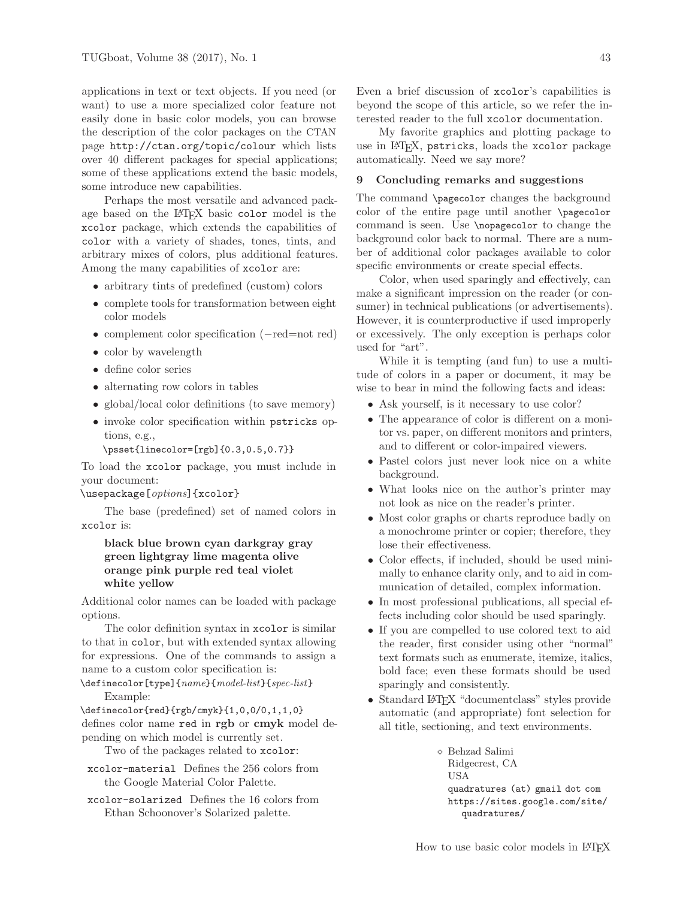applications in text or text objects. If you need (or want) to use a more specialized color feature not easily done in basic color models, you can browse the description of the color packages on the CTAN page http://ctan.org/topic/colour which lists over 40 different packages for special applications; some of these applications extend the basic models, some introduce new capabilities.

Perhaps the most versatile and advanced package based on the LaTeX basic `color` model is the `xcolor` package, which extends the capabilities of `color` with a variety of shades, tones, tints, and arbitrary mixes of colors, plus additional features. Among the many capabilities of `xcolor` are:

- arbitrary tints of predefined (custom) colors
- complete tools for transformation between eight color models
- complement color specification (−red=not red)
- color by wavelength
- define color series
- alternating row colors in tables
- global/local color definitions (to save memory)
- invoke color specification within `pstricks` options, e.g., `\psset{linecolor=[rgb]{0.3,0.5,0.7}}`

To load the `xcolor` package, you must include in your document:

`\usepackage[`*options*`]{xcolor}`

The base (predefined) set of named colors in `xcolor` is:

> **black blue brown cyan darkgray gray green lightgray lime magenta olive orange pink purple red teal violet white yellow**

Additional color names can be loaded with package options.

The color definition syntax in `xcolor` is similar to that in `color`, but with extended syntax allowing for expressions. One of the commands to assign a name to a custom color specification is:

`\definecolor[type]{`*name*`}{`*model-list*`}{`*spec-list*`}`

Example:

`\definecolor{red}{rgb/cmyk}{1,0,0/0,1,1,0}`

defines color name `red` in **rgb** or **cmyk** model depending on which model is currently set.

Two of the packages related to `xcolor`:

`xcolor-material` Defines the 256 colors from the Google Material Color Palette.

`xcolor-solarized` Defines the 16 colors from Ethan Schoonover's Solarized palette.

Even a brief discussion of `xcolor`'s capabilities is beyond the scope of this article, so we refer the interested reader to the full `xcolor` documentation.

My favorite graphics and plotting package to use in LaTeX, `pstricks`, loads the `xcolor` package automatically. Need we say more?

## 9 Concluding remarks and suggestions

The command `\pagecolor` changes the background color of the entire page until another `\pagecolor` command is seen. Use `\nopagecolor` to change the background color back to normal. There are a number of additional color packages available to color specific environments or create special effects.

Color, when used sparingly and effectively, can make a significant impression on the reader (or consumer) in technical publications (or advertisements). However, it is counterproductive if used improperly or excessively. The only exception is perhaps color used for "art".

While it is tempting (and fun) to use a multitude of colors in a paper or document, it may be wise to bear in mind the following facts and ideas:

- Ask yourself, is it necessary to use color?
- The appearance of color is different on a monitor vs. paper, on different monitors and printers, and to different or color-impaired viewers.
- Pastel colors just never look nice on a white background.
- What looks nice on the author's printer may not look as nice on the reader's printer.
- Most color graphs or charts reproduce badly on a monochrome printer or copier; therefore, they lose their effectiveness.
- Color effects, if included, should be used minimally to enhance clarity only, and to aid in communication of detailed, complex information.
- In most professional publications, all special effects including color should be used sparingly.
- If you are compelled to use colored text to aid the reader, first consider using other "normal" text formats such as enumerate, itemize, italics, bold face; even these formats should be used sparingly and consistently.
- Standard LaTeX "documentclass" styles provide automatic (and appropriate) font selection for all title, sectioning, and text environments.

◇ Behzad Salimi
Ridgecrest, CA
USA
quadratures (at) gmail dot com
https://sites.google.com/site/quadratures/